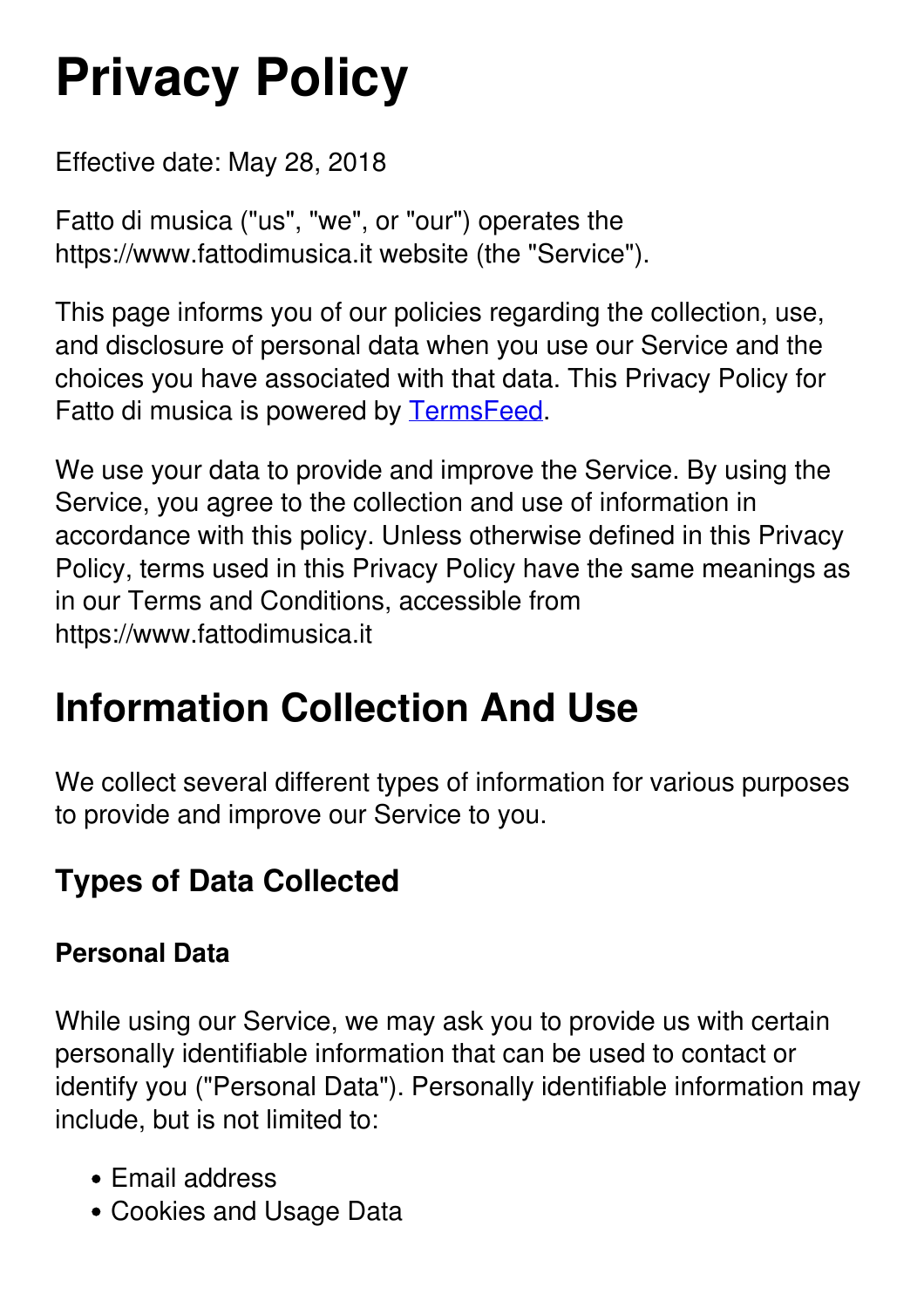# Privacy Policy

Effective date: May 28, 2018

Fatto di musica ("us", "we", or "our") operates the https://www.fattodimusica.it website (the "Service").

This page informs you of our policies regarding the collection, use, and disclosure of personal data when you use our Service and the choices you have associated with that data. This Privacy Policy for Fatto di musica is powered by TermsFeed.

We use your data to provide and improve the Service. By using the Service, you agree to the collection and use of information in accordance with this policy. Unless otherwise defined in this Privacy Policy, terms used in this Privacy Policy have the same meanings as in our Terms and Conditions, accessible from https://www.fattodimusica.it

## Information Collection And Use

We collect several different types of information for various purposes to provide and improve our Service to you.

### Types of Data Collected

#### Personal Data

While using our Service, we may ask you to provide us with certain personally identifiable information that can be used to contact or identify you ("Personal Data"). Personally identifiable information may include, but is not limited to:

- Email address
- Cookies and Usage Data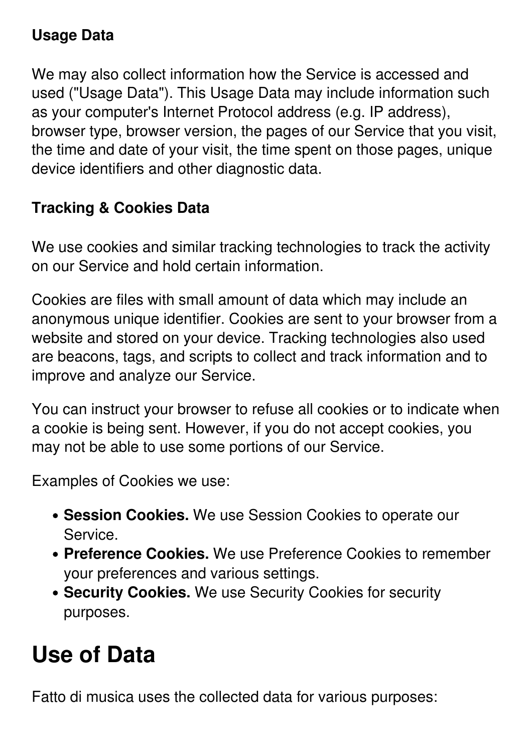### Usage Data

We may also collect information how the Service is accessed and used ("Usage Data"). This Usage Data may include information such as your computer's Internet Protocol address (e.g. IP address), browser type, browser version, the pages of our Service that you visit, the time and date of your visit, the time spent on those pages, unique device identifiers and other diagnostic data.

### Tracking & Cookies Data

We use cookies and similar tracking technologies to track the activity on our Service and hold certain information.

Cookies are files with small amount of data which may include an anonymous unique identifier. Cookies are sent to your browser from a website and stored on your device. Tracking technologies also used are beacons, tags, and scripts to collect and track information and to improve and analyze our Service.

You can instruct your browser to refuse all cookies or to indicate when a cookie is being sent. However, if you do not accept cookies, you may not be able to use some portions of our Service.

Examples of Cookies we use:

- **Session Cookies.** We use Session Cookies to operate our Service.
- **Preference Cookies.** We use Preference Cookies to remember your preferences and various settings.
- **Security Cookies.** We use Security Cookies for security purposes.

# Use of Data

Fatto di musica uses the collected data for various purposes: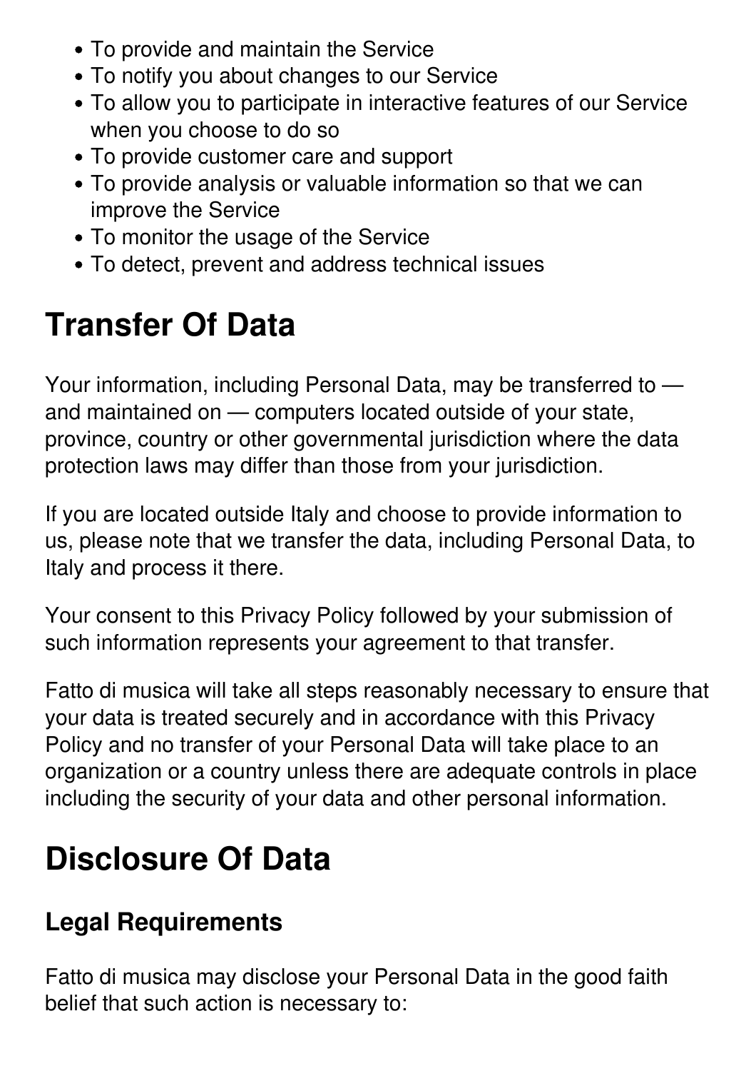- To provide and maintain the Service
- To notify you about changes to our Service
- To allow you to participate in interactive features of our Service when you choose to do so
- To provide customer care and support
- To provide analysis or valuable information so that we can improve the Service
- To monitor the usage of the Service
- To detect, prevent and address technical issues

# Transfer Of Data

Your information, including Personal Data, may be transferred to — and maintained on — computers located outside of your state, province, country or other governmental jurisdiction where the data protection laws may differ than those from your jurisdiction.

If you are located outside Italy and choose to provide information to us, please note that we transfer the data, including Personal Data, to Italy and process it there.

Your consent to this Privacy Policy followed by your submission of such information represents your agreement to that transfer.

Fatto di musica will take all steps reasonably necessary to ensure that your data is treated securely and in accordance with this Privacy Policy and no transfer of your Personal Data will take place to an organization or a country unless there are adequate controls in place including the security of your data and other personal information.

# Disclosure Of Data

## Legal Requirements

Fatto di musica may disclose your Personal Data in the good faith belief that such action is necessary to: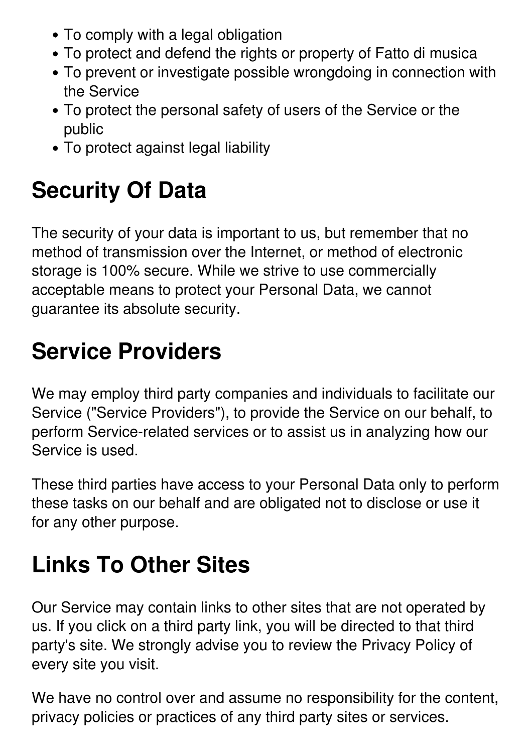- To comply with a legal obligation
- To protect and defend the rights or property of Fatto di musica
- To prevent or investigate possible wrongdoing in connection with the Service
- To protect the personal safety of users of the Service or the public
- To protect against legal liability

## Security Of Data

The security of your data is important to us, but remember that no method of transmission over the Internet, or method of electronic storage is 100% secure. While we strive to use commercially acceptable means to protect your Personal Data, we cannot guarantee its absolute security.

## Service Providers

We may employ third party companies and individuals to facilitate our Service ("Service Providers"), to provide the Service on our behalf, to perform Service-related services or to assist us in analyzing how our Service is used.

These third parties have access to your Personal Data only to perform these tasks on our behalf and are obligated not to disclose or use it for any other purpose.

## Links To Other Sites

Our Service may contain links to other sites that are not operated by us. If you click on a third party link, you will be directed to that third party's site. We strongly advise you to review the Privacy Policy of every site you visit.

We have no control over and assume no responsibility for the content, privacy policies or practices of any third party sites or services.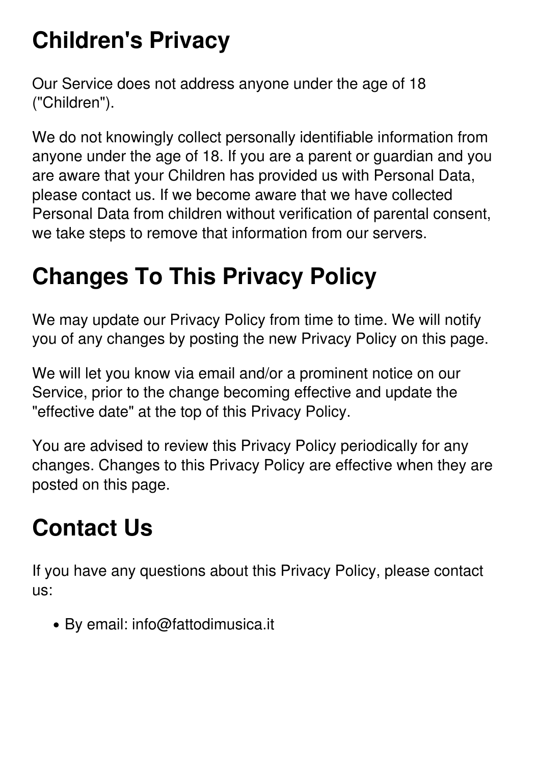## Children's Privacy

Our Service does not address anyone under the age of 18 ("Children").

We do not knowingly collect personally identifiable information from anyone under the age of 18. If you are a parent or guardian and you are aware that your Children has provided us with Personal Data, please contact us. If we become aware that we have collected Personal Data from children without verification of parental consent, we take steps to remove that information from our servers.

## Changes To This Privacy Policy

We may update our Privacy Policy from time to time. We will notify you of any changes by posting the new Privacy Policy on this page.

We will let you know via email and/or a prominent notice on our Service, prior to the change becoming effective and update the "effective date" at the top of this Privacy Policy.

You are advised to review this Privacy Policy periodically for any changes. Changes to this Privacy Policy are effective when they are posted on this page.

## Contact Us

If you have any questions about this Privacy Policy, please contact us:

- By email: info@fattodimusica.it